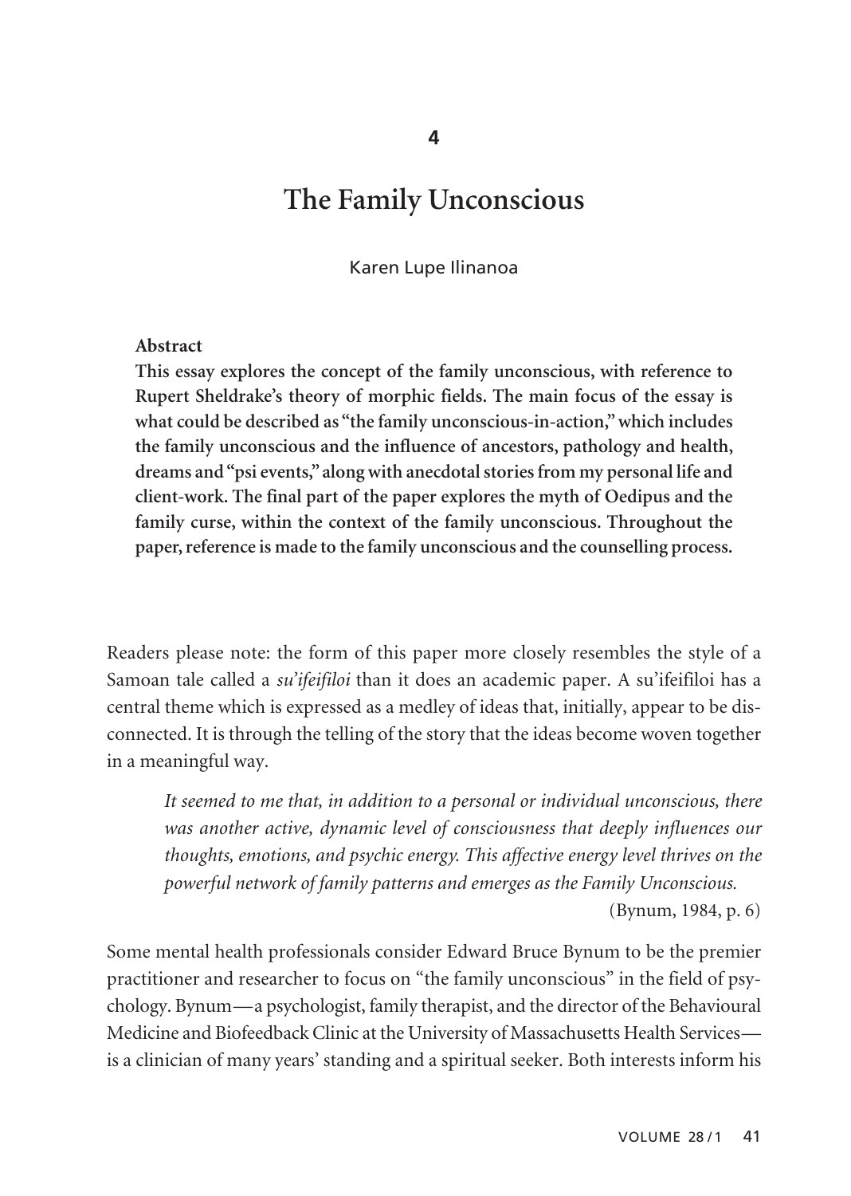4

# The Family Unconscious

Karen Lupe Ilinanoa

**Abstract**

**This essay explores the concept of the family unconscious, with reference to Rupert Sheldrake's theory of morphic fields. The main focus of the essay is what could be described as "the family unconscious-in-action," which includes the family unconscious and the influence of ancestors, pathology and health, dreams and "psi events," along with anecdotal stories from my personal life and client-work. The final part of the paper explores the myth of Oedipus and the family curse, within the context of the family unconscious. Throughout the paper, reference is made to the family unconscious and the counselling process.**

Readers please note: the form of this paper more closely resembles the style of a Samoan tale called a *su'ifeifiloi* than it does an academic paper. A su'ifeifiloi has a central theme which is expressed as a medley of ideas that, initially, appear to be disconnected. It is through the telling of the story that the ideas become woven together in a meaningful way.

> *It seemed to me that, in addition to a personal or individual unconscious, there was another active, dynamic level of consciousness that deeply influences our thoughts, emotions, and psychic energy. This affective energy level thrives on the powerful network of family patterns and emerges as the Family Unconscious.*
>
> (Bynum, 1984, p. 6)

Some mental health professionals consider Edward Bruce Bynum to be the premier practitioner and researcher to focus on "the family unconscious" in the field of psychology. Bynum—a psychologist, family therapist, and the director of the Behavioural Medicine and Biofeedback Clinic at the University of Massachusetts Health Services—is a clinician of many years' standing and a spiritual seeker. Both interests inform his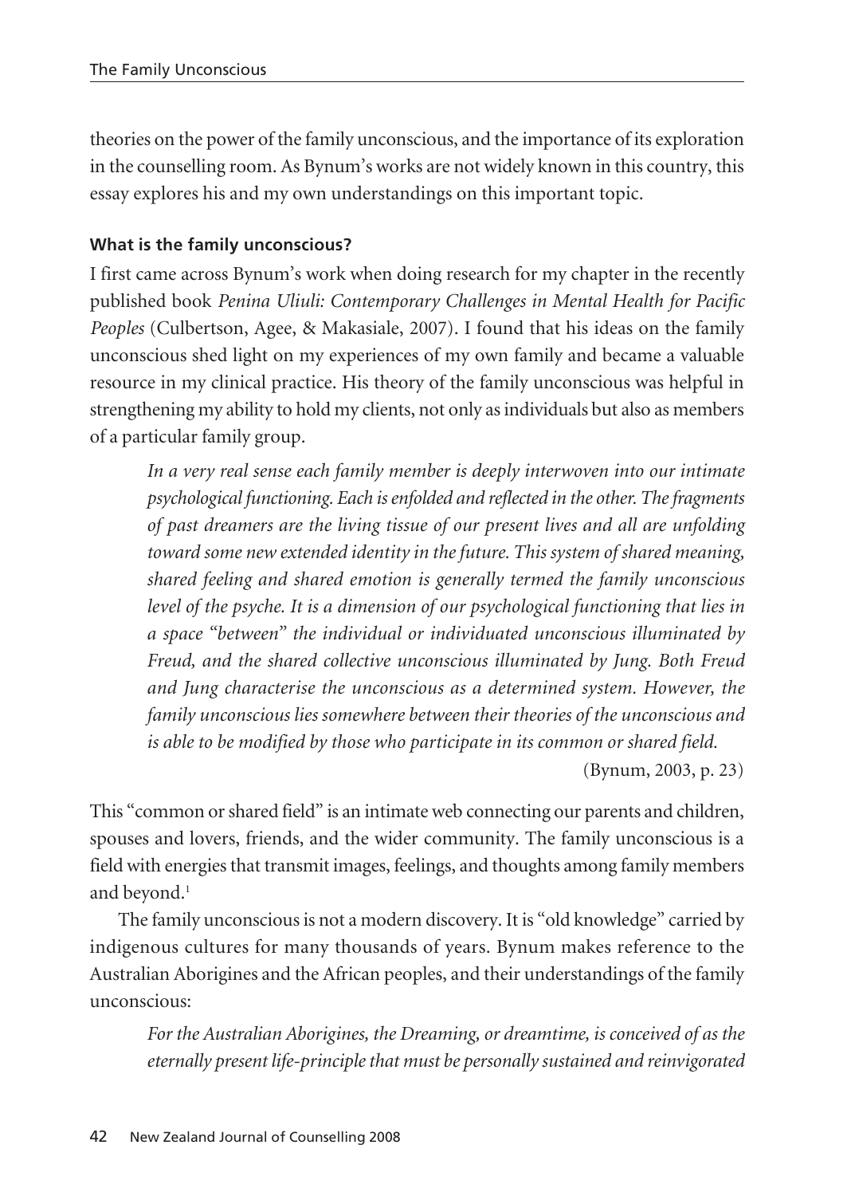theories on the power of the family unconscious, and the importance of its exploration in the counselling room. As Bynum's works are not widely known in this country, this essay explores his and my own understandings on this important topic.

**What is the family unconscious?**

I first came across Bynum's work when doing research for my chapter in the recently published book *Penina Uliuli: Contemporary Challenges in Mental Health for Pacific Peoples* (Culbertson, Agee, & Makasiale, 2007). I found that his ideas on the family unconscious shed light on my experiences of my own family and became a valuable resource in my clinical practice. His theory of the family unconscious was helpful in strengthening my ability to hold my clients, not only as individuals but also as members of a particular family group.

> *In a very real sense each family member is deeply interwoven into our intimate psychological functioning. Each is enfolded and reflected in the other. The fragments of past dreamers are the living tissue of our present lives and all are unfolding toward some new extended identity in the future. This system of shared meaning, shared feeling and shared emotion is generally termed the family unconscious level of the psyche. It is a dimension of our psychological functioning that lies in a space "between" the individual or individuated unconscious illuminated by Freud, and the shared collective unconscious illuminated by Jung. Both Freud and Jung characterise the unconscious as a determined system. However, the family unconscious lies somewhere between their theories of the unconscious and is able to be modified by those who participate in its common or shared field.*
>
> (Bynum, 2003, p. 23)

This "common or shared field" is an intimate web connecting our parents and children, spouses and lovers, friends, and the wider community. The family unconscious is a field with energies that transmit images, feelings, and thoughts among family members and beyond.[1]

The family unconscious is not a modern discovery. It is "old knowledge" carried by indigenous cultures for many thousands of years. Bynum makes reference to the Australian Aborigines and the African peoples, and their understandings of the family unconscious:

> *For the Australian Aborigines, the Dreaming, or dreamtime, is conceived of as the eternally present life-principle that must be personally sustained and reinvigorated*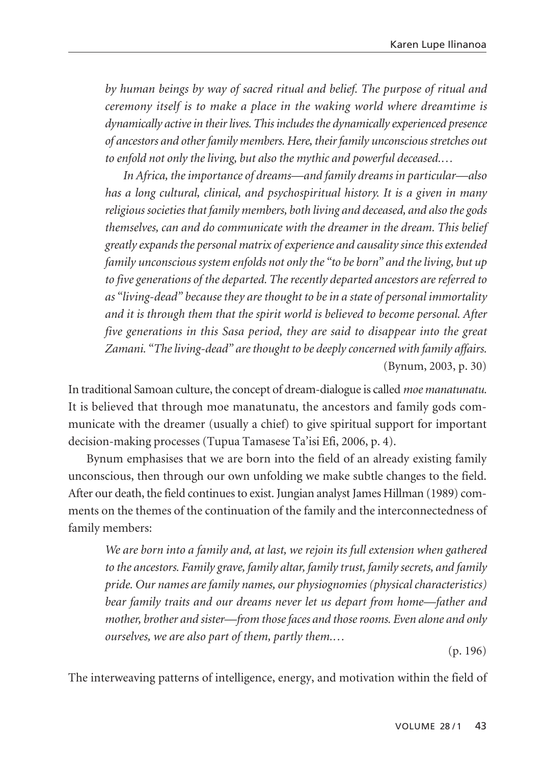> *by human beings by way of sacred ritual and belief. The purpose of ritual and ceremony itself is to make a place in the waking world where dreamtime is dynamically active in their lives. This includes the dynamically experienced presence of ancestors and other family members. Here, their family unconscious stretches out to enfold not only the living, but also the mythic and powerful deceased.…*
>
> *In Africa, the importance of dreams—and family dreams in particular—also has a long cultural, clinical, and psychospiritual history. It is a given in many religious societies that family members, both living and deceased, and also the gods themselves, can and do communicate with the dreamer in the dream. This belief greatly expands the personal matrix of experience and causality since this extended family unconscious system enfolds not only the "to be born" and the living, but up to five generations of the departed. The recently departed ancestors are referred to as "living-dead" because they are thought to be in a state of personal immortality and it is through them that the spirit world is believed to become personal. After five generations in this Sasa period, they are said to disappear into the great Zamani. "The living-dead" are thought to be deeply concerned with family affairs.*
>
> (Bynum, 2003, p. 30)

In traditional Samoan culture, the concept of dream-dialogue is called *moe manatunatu*. It is believed that through moe manatunatu, the ancestors and family gods communicate with the dreamer (usually a chief) to give spiritual support for important decision-making processes (Tupua Tamasese Ta'isi Efi, 2006, p. 4).

Bynum emphasises that we are born into the field of an already existing family unconscious, then through our own unfolding we make subtle changes to the field. After our death, the field continues to exist. Jungian analyst James Hillman (1989) comments on the themes of the continuation of the family and the interconnectedness of family members:

> *We are born into a family and, at last, we rejoin its full extension when gathered to the ancestors. Family grave, family altar, family trust, family secrets, and family pride. Our names are family names, our physiognomies (physical characteristics) bear family traits and our dreams never let us depart from home—father and mother, brother and sister—from those faces and those rooms. Even alone and only ourselves, we are also part of them, partly them.…*
>
> (p. 196)

The interweaving patterns of intelligence, energy, and motivation within the field of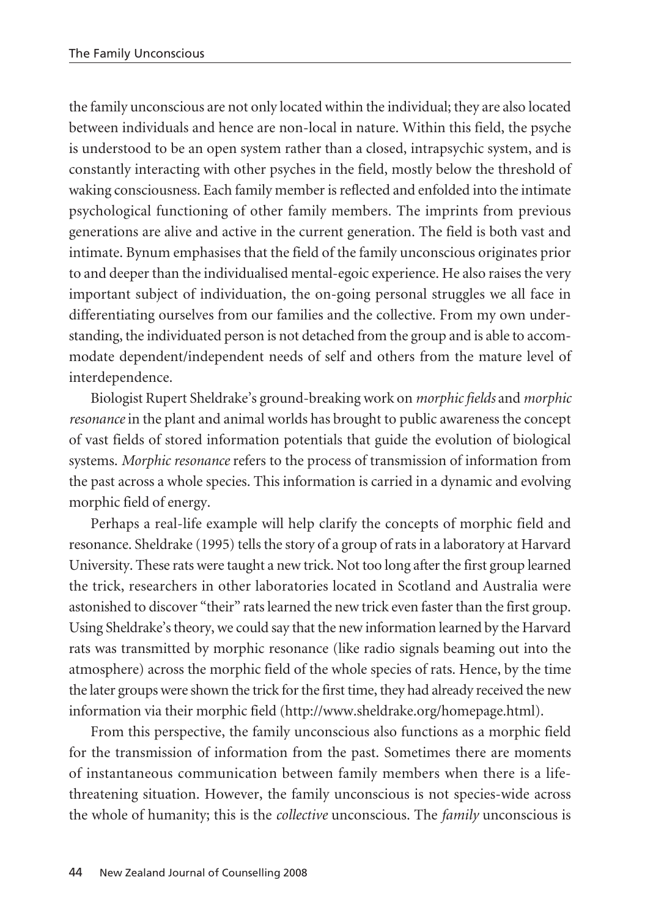the family unconscious are not only located within the individual; they are also located between individuals and hence are non-local in nature. Within this field, the psyche is understood to be an open system rather than a closed, intrapsychic system, and is constantly interacting with other psyches in the field, mostly below the threshold of waking consciousness. Each family member is reflected and enfolded into the intimate psychological functioning of other family members. The imprints from previous generations are alive and active in the current generation. The field is both vast and intimate. Bynum emphasises that the field of the family unconscious originates prior to and deeper than the individualised mental-egoic experience. He also raises the very important subject of individuation, the on-going personal struggles we all face in differentiating ourselves from our families and the collective. From my own understanding, the individuated person is not detached from the group and is able to accommodate dependent/independent needs of self and others from the mature level of interdependence.

Biologist Rupert Sheldrake's ground-breaking work on *morphic fields* and *morphic resonance* in the plant and animal worlds has brought to public awareness the concept of vast fields of stored information potentials that guide the evolution of biological systems. *Morphic resonance* refers to the process of transmission of information from the past across a whole species. This information is carried in a dynamic and evolving morphic field of energy.

Perhaps a real-life example will help clarify the concepts of morphic field and resonance. Sheldrake (1995) tells the story of a group of rats in a laboratory at Harvard University. These rats were taught a new trick. Not too long after the first group learned the trick, researchers in other laboratories located in Scotland and Australia were astonished to discover "their" rats learned the new trick even faster than the first group. Using Sheldrake's theory, we could say that the new information learned by the Harvard rats was transmitted by morphic resonance (like radio signals beaming out into the atmosphere) across the morphic field of the whole species of rats. Hence, by the time the later groups were shown the trick for the first time, they had already received the new information via their morphic field (http://www.sheldrake.org/homepage.html).

From this perspective, the family unconscious also functions as a morphic field for the transmission of information from the past. Sometimes there are moments of instantaneous communication between family members when there is a life-threatening situation. However, the family unconscious is not species-wide across the whole of humanity; this is the *collective* unconscious. The *family* unconscious is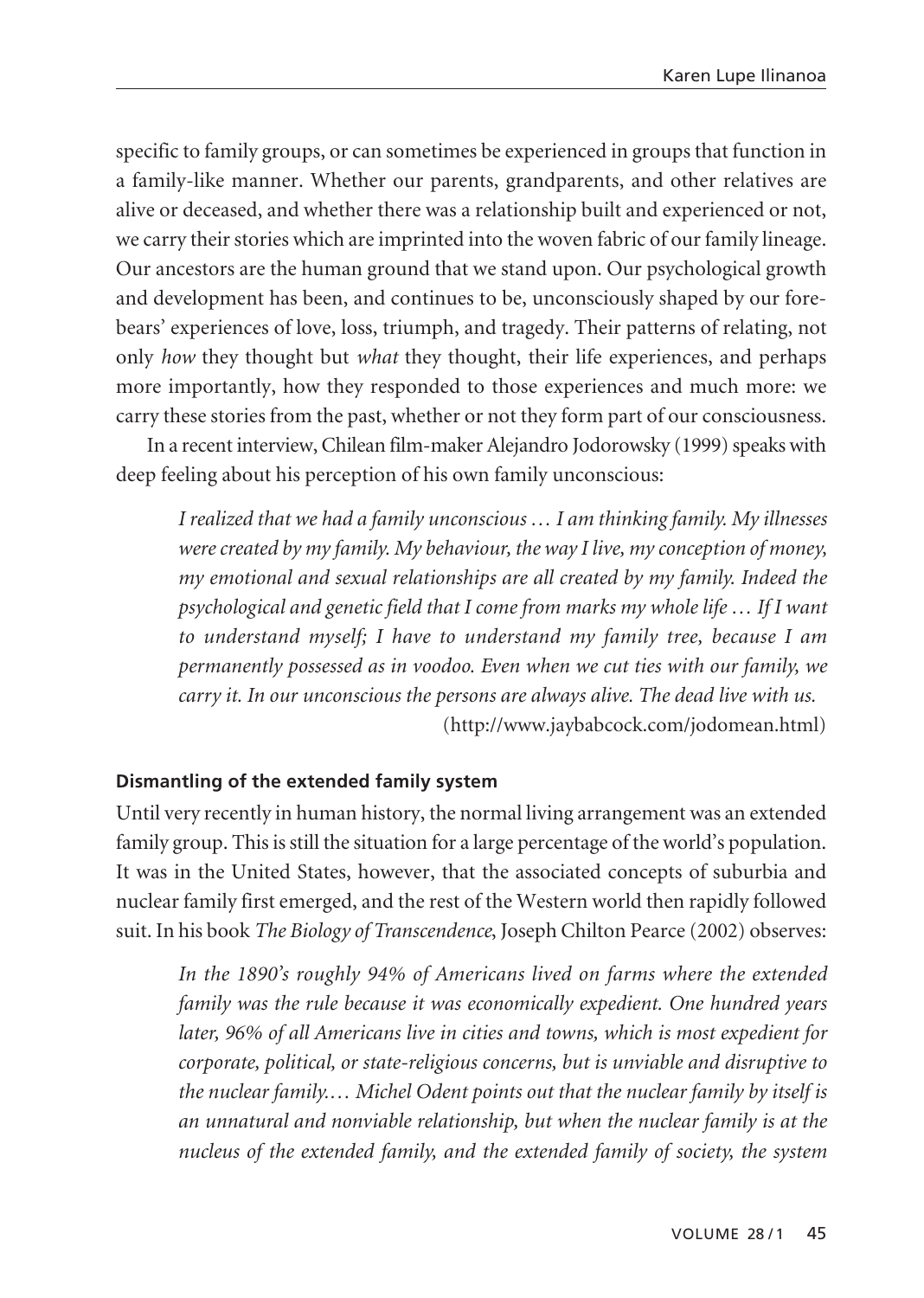specific to family groups, or can sometimes be experienced in groups that function in a family-like manner. Whether our parents, grandparents, and other relatives are alive or deceased, and whether there was a relationship built and experienced or not, we carry their stories which are imprinted into the woven fabric of our family lineage. Our ancestors are the human ground that we stand upon. Our psychological growth and development has been, and continues to be, unconsciously shaped by our forebears' experiences of love, loss, triumph, and tragedy. Their patterns of relating, not only *how* they thought but *what* they thought, their life experiences, and perhaps more importantly, how they responded to those experiences and much more: we carry these stories from the past, whether or not they form part of our consciousness.

In a recent interview, Chilean film-maker Alejandro Jodorowsky (1999) speaks with deep feeling about his perception of his own family unconscious:

> *I realized that we had a family unconscious … I am thinking family. My illnesses were created by my family. My behaviour, the way I live, my conception of money, my emotional and sexual relationships are all created by my family. Indeed the psychological and genetic field that I come from marks my whole life … If I want to understand myself; I have to understand my family tree, because I am permanently possessed as in voodoo. Even when we cut ties with our family, we carry it. In our unconscious the persons are always alive. The dead live with us.*
> (http://www.jaybabcock.com/jodomean.html)

**Dismantling of the extended family system**

Until very recently in human history, the normal living arrangement was an extended family group. This is still the situation for a large percentage of the world's population. It was in the United States, however, that the associated concepts of suburbia and nuclear family first emerged, and the rest of the Western world then rapidly followed suit. In his book *The Biology of Transcendence*, Joseph Chilton Pearce (2002) observes:

> *In the 1890's roughly 94% of Americans lived on farms where the extended family was the rule because it was economically expedient. One hundred years later, 96% of all Americans live in cities and towns, which is most expedient for corporate, political, or state-religious concerns, but is unviable and disruptive to the nuclear family.… Michel Odent points out that the nuclear family by itself is an unnatural and nonviable relationship, but when the nuclear family is at the nucleus of the extended family, and the extended family of society, the system*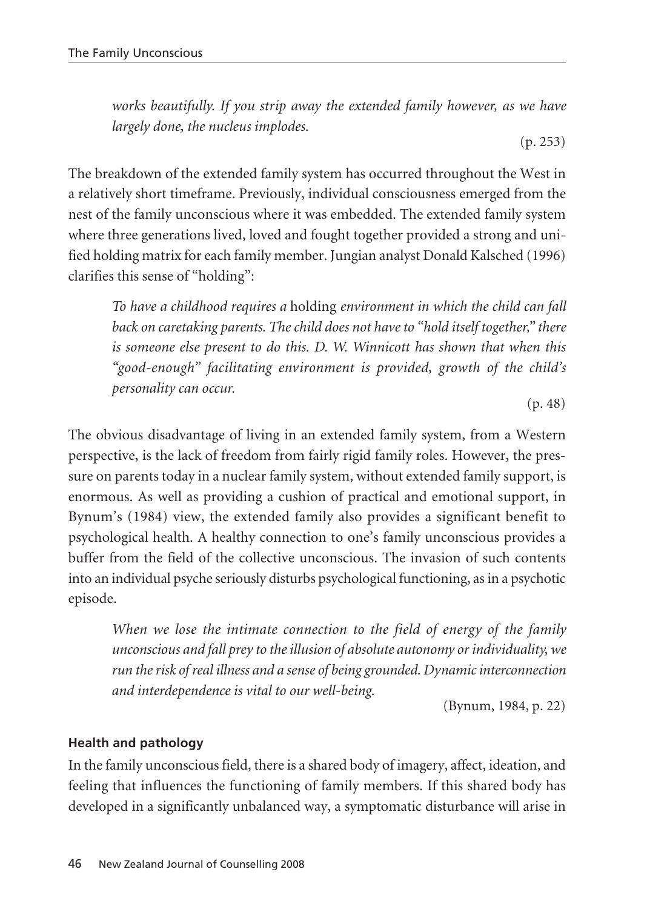> *works beautifully. If you strip away the extended family however, as we have largely done, the nucleus implodes.*
>
> (p. 253)

The breakdown of the extended family system has occurred throughout the West in a relatively short timeframe. Previously, individual consciousness emerged from the nest of the family unconscious where it was embedded. The extended family system where three generations lived, loved and fought together provided a strong and unified holding matrix for each family member. Jungian analyst Donald Kalsched (1996) clarifies this sense of "holding":

> *To have a childhood requires a* holding *environment in which the child can fall back on caretaking parents. The child does not have to "hold itself together," there is someone else present to do this. D. W. Winnicott has shown that when this "good-enough" facilitating environment is provided, growth of the child's personality can occur.*
>
> (p. 48)

The obvious disadvantage of living in an extended family system, from a Western perspective, is the lack of freedom from fairly rigid family roles. However, the pressure on parents today in a nuclear family system, without extended family support, is enormous. As well as providing a cushion of practical and emotional support, in Bynum's (1984) view, the extended family also provides a significant benefit to psychological health. A healthy connection to one's family unconscious provides a buffer from the field of the collective unconscious. The invasion of such contents into an individual psyche seriously disturbs psychological functioning, as in a psychotic episode.

> *When we lose the intimate connection to the field of energy of the family unconscious and fall prey to the illusion of absolute autonomy or individuality, we run the risk of real illness and a sense of being grounded. Dynamic interconnection and interdependence is vital to our well-being.*
>
> (Bynum, 1984, p. 22)

### Health and pathology

In the family unconscious field, there is a shared body of imagery, affect, ideation, and feeling that influences the functioning of family members. If this shared body has developed in a significantly unbalanced way, a symptomatic disturbance will arise in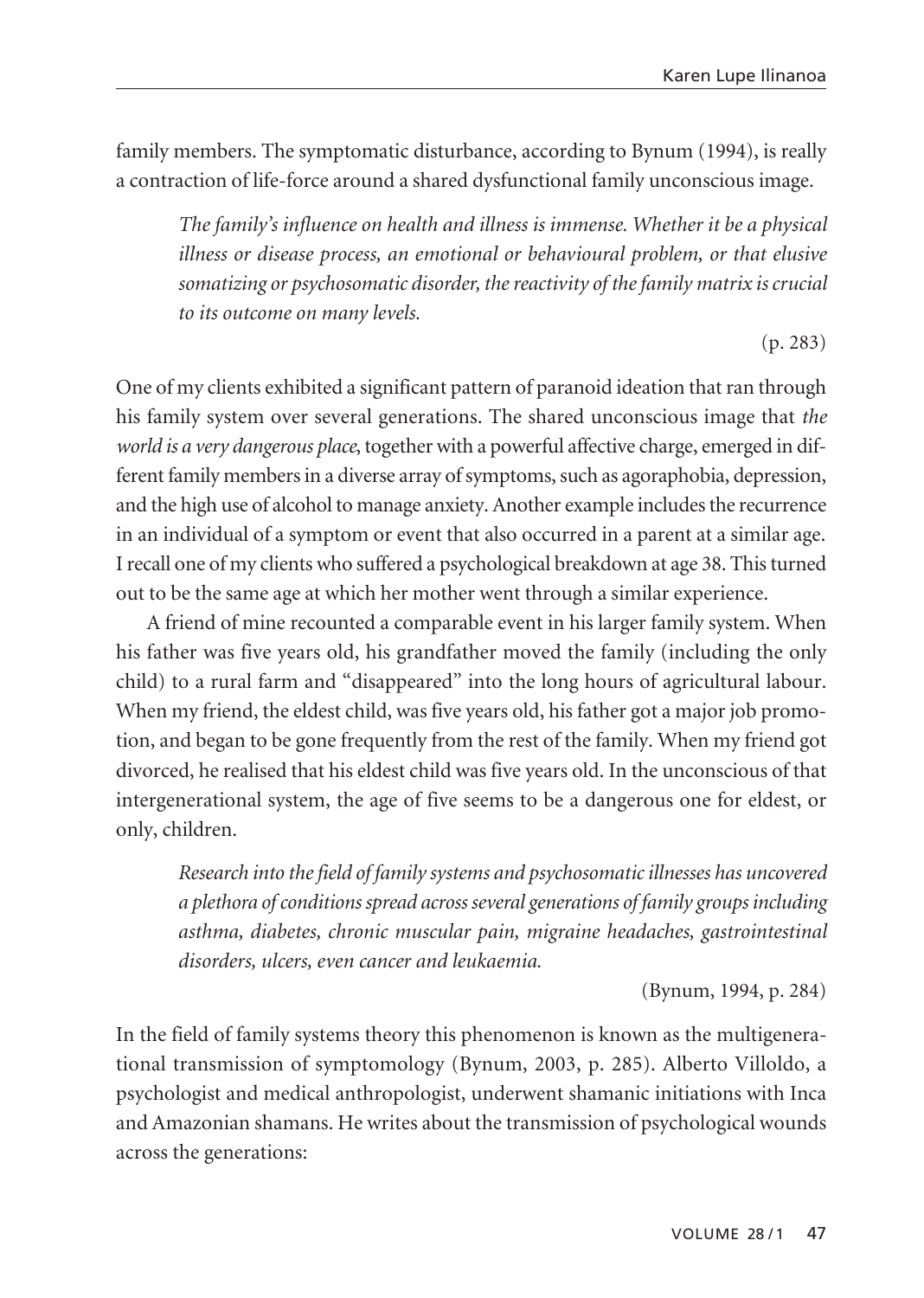family members. The symptomatic disturbance, according to Bynum (1994), is really a contraction of life-force around a shared dysfunctional family unconscious image.

> *The family's influence on health and illness is immense. Whether it be a physical illness or disease process, an emotional or behavioural problem, or that elusive somatizing or psychosomatic disorder, the reactivity of the family matrix is crucial to its outcome on many levels.*
>
> (p. 283)

One of my clients exhibited a significant pattern of paranoid ideation that ran through his family system over several generations. The shared unconscious image that *the world is a very dangerous place*, together with a powerful affective charge, emerged in different family members in a diverse array of symptoms, such as agoraphobia, depression, and the high use of alcohol to manage anxiety. Another example includes the recurrence in an individual of a symptom or event that also occurred in a parent at a similar age. I recall one of my clients who suffered a psychological breakdown at age 38. This turned out to be the same age at which her mother went through a similar experience.

A friend of mine recounted a comparable event in his larger family system. When his father was five years old, his grandfather moved the family (including the only child) to a rural farm and "disappeared" into the long hours of agricultural labour. When my friend, the eldest child, was five years old, his father got a major job promotion, and began to be gone frequently from the rest of the family. When my friend got divorced, he realised that his eldest child was five years old. In the unconscious of that intergenerational system, the age of five seems to be a dangerous one for eldest, or only, children.

> *Research into the field of family systems and psychosomatic illnesses has uncovered a plethora of conditions spread across several generations of family groups including asthma, diabetes, chronic muscular pain, migraine headaches, gastrointestinal disorders, ulcers, even cancer and leukaemia.*
>
> (Bynum, 1994, p. 284)

In the field of family systems theory this phenomenon is known as the multigenerational transmission of symptomology (Bynum, 2003, p. 285). Alberto Villoldo, a psychologist and medical anthropologist, underwent shamanic initiations with Inca and Amazonian shamans. He writes about the transmission of psychological wounds across the generations: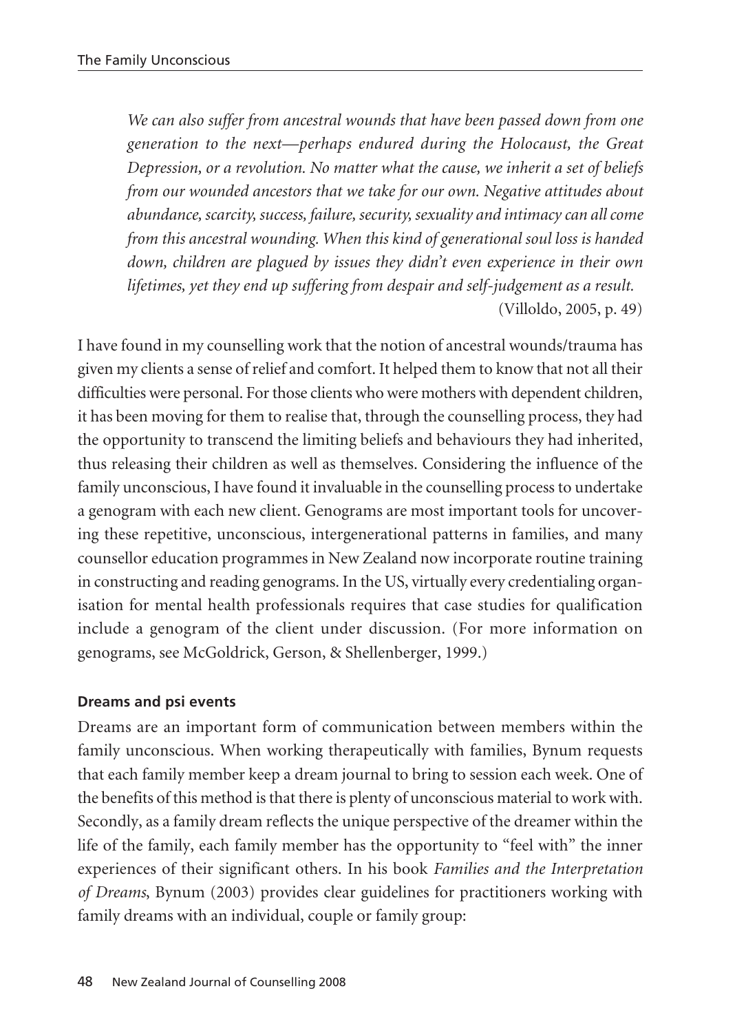*We can also suffer from ancestral wounds that have been passed down from one generation to the next—perhaps endured during the Holocaust, the Great Depression, or a revolution. No matter what the cause, we inherit a set of beliefs from our wounded ancestors that we take for our own. Negative attitudes about abundance, scarcity, success, failure, security, sexuality and intimacy can all come from this ancestral wounding. When this kind of generational soul loss is handed down, children are plagued by issues they didn't even experience in their own lifetimes, yet they end up suffering from despair and self-judgement as a result.*
(Villoldo, 2005, p. 49)

I have found in my counselling work that the notion of ancestral wounds/trauma has given my clients a sense of relief and comfort. It helped them to know that not all their difficulties were personal. For those clients who were mothers with dependent children, it has been moving for them to realise that, through the counselling process, they had the opportunity to transcend the limiting beliefs and behaviours they had inherited, thus releasing their children as well as themselves. Considering the influence of the family unconscious, I have found it invaluable in the counselling process to undertake a genogram with each new client. Genograms are most important tools for uncovering these repetitive, unconscious, intergenerational patterns in families, and many counsellor education programmes in New Zealand now incorporate routine training in constructing and reading genograms. In the US, virtually every credentialing organisation for mental health professionals requires that case studies for qualification include a genogram of the client under discussion. (For more information on genograms, see McGoldrick, Gerson, & Shellenberger, 1999.)

#### Dreams and psi events

Dreams are an important form of communication between members within the family unconscious. When working therapeutically with families, Bynum requests that each family member keep a dream journal to bring to session each week. One of the benefits of this method is that there is plenty of unconscious material to work with. Secondly, as a family dream reflects the unique perspective of the dreamer within the life of the family, each family member has the opportunity to "feel with" the inner experiences of their significant others. In his book *Families and the Interpretation of Dreams*, Bynum (2003) provides clear guidelines for practitioners working with family dreams with an individual, couple or family group: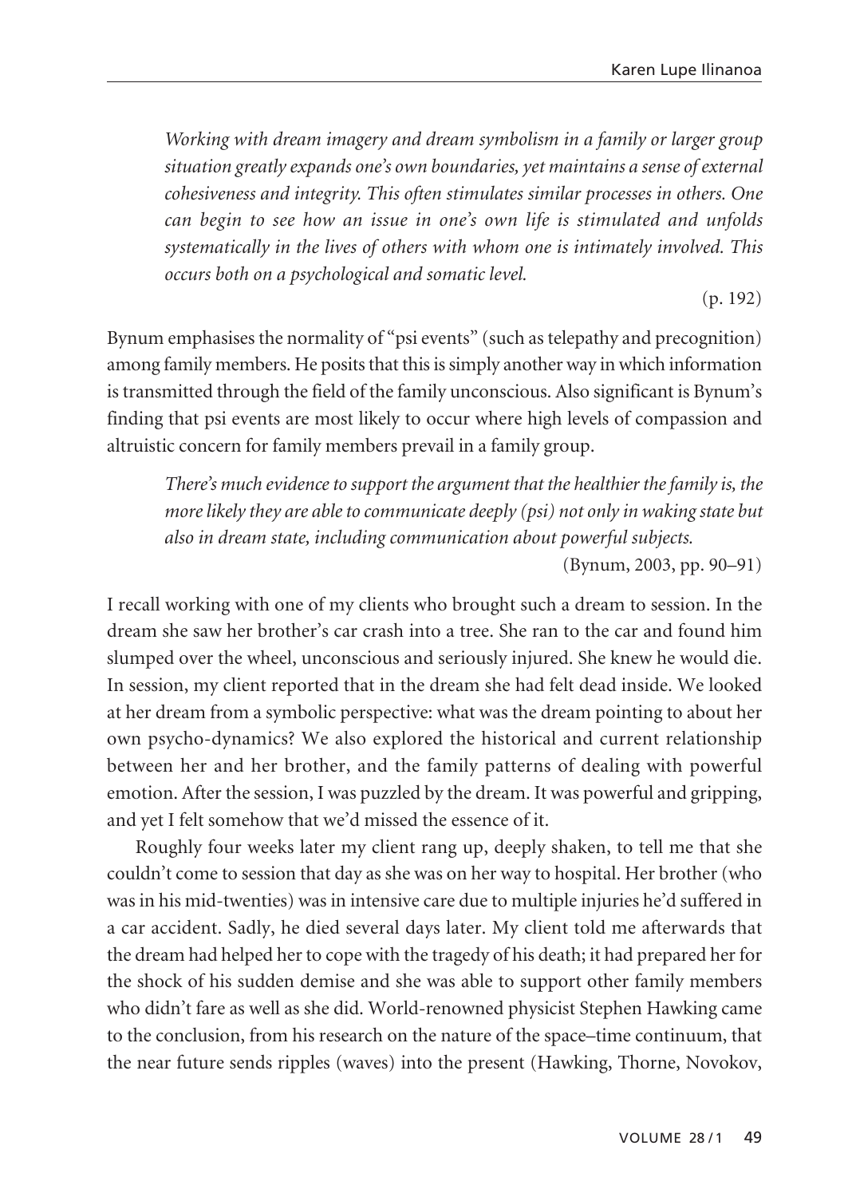> *Working with dream imagery and dream symbolism in a family or larger group situation greatly expands one's own boundaries, yet maintains a sense of external cohesiveness and integrity. This often stimulates similar processes in others. One can begin to see how an issue in one's own life is stimulated and unfolds systematically in the lives of others with whom one is intimately involved. This occurs both on a psychological and somatic level.*
>
> (p. 192)

Bynum emphasises the normality of "psi events" (such as telepathy and precognition) among family members. He posits that this is simply another way in which information is transmitted through the field of the family unconscious. Also significant is Bynum's finding that psi events are most likely to occur where high levels of compassion and altruistic concern for family members prevail in a family group.

> *There's much evidence to support the argument that the healthier the family is, the more likely they are able to communicate deeply (psi) not only in waking state but also in dream state, including communication about powerful subjects.*
>
> (Bynum, 2003, pp. 90–91)

I recall working with one of my clients who brought such a dream to session. In the dream she saw her brother's car crash into a tree. She ran to the car and found him slumped over the wheel, unconscious and seriously injured. She knew he would die. In session, my client reported that in the dream she had felt dead inside. We looked at her dream from a symbolic perspective: what was the dream pointing to about her own psycho-dynamics? We also explored the historical and current relationship between her and her brother, and the family patterns of dealing with powerful emotion. After the session, I was puzzled by the dream. It was powerful and gripping, and yet I felt somehow that we'd missed the essence of it.

Roughly four weeks later my client rang up, deeply shaken, to tell me that she couldn't come to session that day as she was on her way to hospital. Her brother (who was in his mid-twenties) was in intensive care due to multiple injuries he'd suffered in a car accident. Sadly, he died several days later. My client told me afterwards that the dream had helped her to cope with the tragedy of his death; it had prepared her for the shock of his sudden demise and she was able to support other family members who didn't fare as well as she did. World-renowned physicist Stephen Hawking came to the conclusion, from his research on the nature of the space–time continuum, that the near future sends ripples (waves) into the present (Hawking, Thorne, Novokov,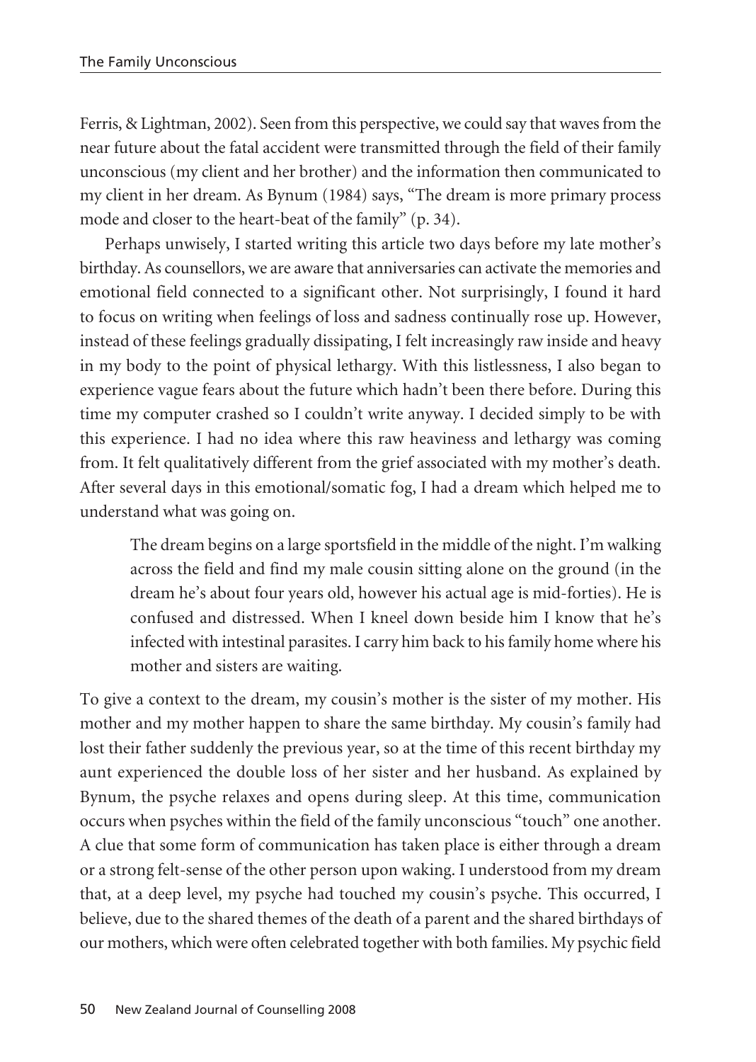Ferris, & Lightman, 2002). Seen from this perspective, we could say that waves from the near future about the fatal accident were transmitted through the field of their family unconscious (my client and her brother) and the information then communicated to my client in her dream. As Bynum (1984) says, "The dream is more primary process mode and closer to the heart-beat of the family" (p. 34).

Perhaps unwisely, I started writing this article two days before my late mother's birthday. As counsellors, we are aware that anniversaries can activate the memories and emotional field connected to a significant other. Not surprisingly, I found it hard to focus on writing when feelings of loss and sadness continually rose up. However, instead of these feelings gradually dissipating, I felt increasingly raw inside and heavy in my body to the point of physical lethargy. With this listlessness, I also began to experience vague fears about the future which hadn't been there before. During this time my computer crashed so I couldn't write anyway. I decided simply to be with this experience. I had no idea where this raw heaviness and lethargy was coming from. It felt qualitatively different from the grief associated with my mother's death. After several days in this emotional/somatic fog, I had a dream which helped me to understand what was going on.

> The dream begins on a large sportsfield in the middle of the night. I'm walking across the field and find my male cousin sitting alone on the ground (in the dream he's about four years old, however his actual age is mid-forties). He is confused and distressed. When I kneel down beside him I know that he's infected with intestinal parasites. I carry him back to his family home where his mother and sisters are waiting.

To give a context to the dream, my cousin's mother is the sister of my mother. His mother and my mother happen to share the same birthday. My cousin's family had lost their father suddenly the previous year, so at the time of this recent birthday my aunt experienced the double loss of her sister and her husband. As explained by Bynum, the psyche relaxes and opens during sleep. At this time, communication occurs when psyches within the field of the family unconscious "touch" one another. A clue that some form of communication has taken place is either through a dream or a strong felt-sense of the other person upon waking. I understood from my dream that, at a deep level, my psyche had touched my cousin's psyche. This occurred, I believe, due to the shared themes of the death of a parent and the shared birthdays of our mothers, which were often celebrated together with both families. My psychic field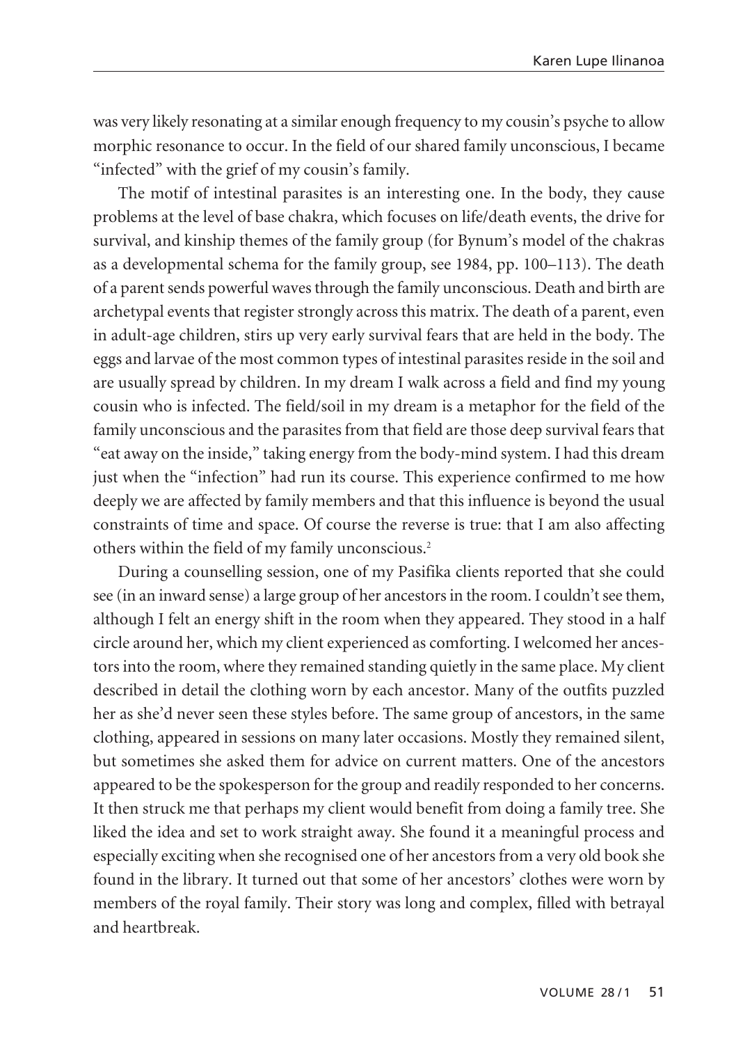was very likely resonating at a similar enough frequency to my cousin's psyche to allow morphic resonance to occur. In the field of our shared family unconscious, I became "infected" with the grief of my cousin's family.

The motif of intestinal parasites is an interesting one. In the body, they cause problems at the level of base chakra, which focuses on life/death events, the drive for survival, and kinship themes of the family group (for Bynum's model of the chakras as a developmental schema for the family group, see 1984, pp. 100–113). The death of a parent sends powerful waves through the family unconscious. Death and birth are archetypal events that register strongly across this matrix. The death of a parent, even in adult-age children, stirs up very early survival fears that are held in the body. The eggs and larvae of the most common types of intestinal parasites reside in the soil and are usually spread by children. In my dream I walk across a field and find my young cousin who is infected. The field/soil in my dream is a metaphor for the field of the family unconscious and the parasites from that field are those deep survival fears that "eat away on the inside," taking energy from the body-mind system. I had this dream just when the "infection" had run its course. This experience confirmed to me how deeply we are affected by family members and that this influence is beyond the usual constraints of time and space. Of course the reverse is true: that I am also affecting others within the field of my family unconscious.[2]

During a counselling session, one of my Pasifika clients reported that she could see (in an inward sense) a large group of her ancestors in the room. I couldn't see them, although I felt an energy shift in the room when they appeared. They stood in a half circle around her, which my client experienced as comforting. I welcomed her ancestors into the room, where they remained standing quietly in the same place. My client described in detail the clothing worn by each ancestor. Many of the outfits puzzled her as she'd never seen these styles before. The same group of ancestors, in the same clothing, appeared in sessions on many later occasions. Mostly they remained silent, but sometimes she asked them for advice on current matters. One of the ancestors appeared to be the spokesperson for the group and readily responded to her concerns. It then struck me that perhaps my client would benefit from doing a family tree. She liked the idea and set to work straight away. She found it a meaningful process and especially exciting when she recognised one of her ancestors from a very old book she found in the library. It turned out that some of her ancestors' clothes were worn by members of the royal family. Their story was long and complex, filled with betrayal and heartbreak.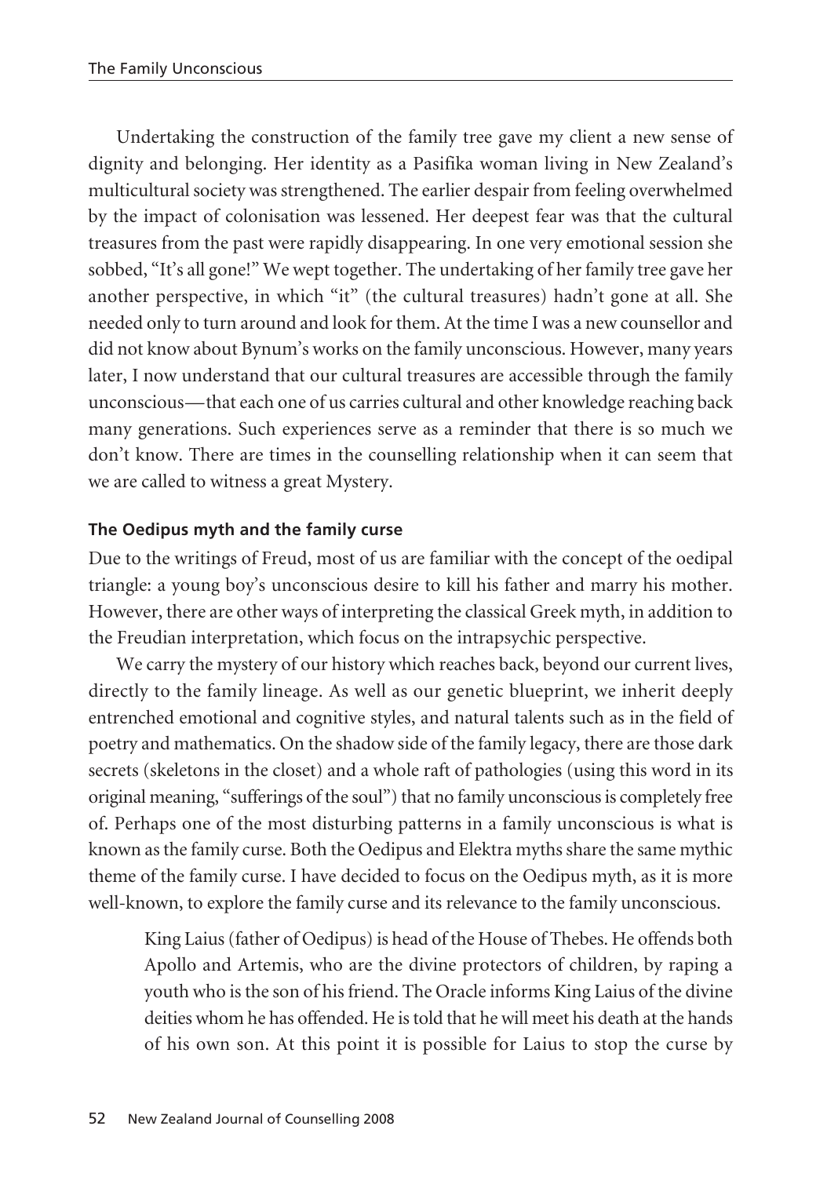Undertaking the construction of the family tree gave my client a new sense of dignity and belonging. Her identity as a Pasifika woman living in New Zealand's multicultural society was strengthened. The earlier despair from feeling overwhelmed by the impact of colonisation was lessened. Her deepest fear was that the cultural treasures from the past were rapidly disappearing. In one very emotional session she sobbed, "It's all gone!" We wept together. The undertaking of her family tree gave her another perspective, in which "it" (the cultural treasures) hadn't gone at all. She needed only to turn around and look for them. At the time I was a new counsellor and did not know about Bynum's works on the family unconscious. However, many years later, I now understand that our cultural treasures are accessible through the family unconscious—that each one of us carries cultural and other knowledge reaching back many generations. Such experiences serve as a reminder that there is so much we don't know. There are times in the counselling relationship when it can seem that we are called to witness a great Mystery.

### The Oedipus myth and the family curse

Due to the writings of Freud, most of us are familiar with the concept of the oedipal triangle: a young boy's unconscious desire to kill his father and marry his mother. However, there are other ways of interpreting the classical Greek myth, in addition to the Freudian interpretation, which focus on the intrapsychic perspective.

We carry the mystery of our history which reaches back, beyond our current lives, directly to the family lineage. As well as our genetic blueprint, we inherit deeply entrenched emotional and cognitive styles, and natural talents such as in the field of poetry and mathematics. On the shadow side of the family legacy, there are those dark secrets (skeletons in the closet) and a whole raft of pathologies (using this word in its original meaning, "sufferings of the soul") that no family unconscious is completely free of. Perhaps one of the most disturbing patterns in a family unconscious is what is known as the family curse. Both the Oedipus and Elektra myths share the same mythic theme of the family curse. I have decided to focus on the Oedipus myth, as it is more well-known, to explore the family curse and its relevance to the family unconscious.

> King Laius (father of Oedipus) is head of the House of Thebes. He offends both Apollo and Artemis, who are the divine protectors of children, by raping a youth who is the son of his friend. The Oracle informs King Laius of the divine deities whom he has offended. He is told that he will meet his death at the hands of his own son. At this point it is possible for Laius to stop the curse by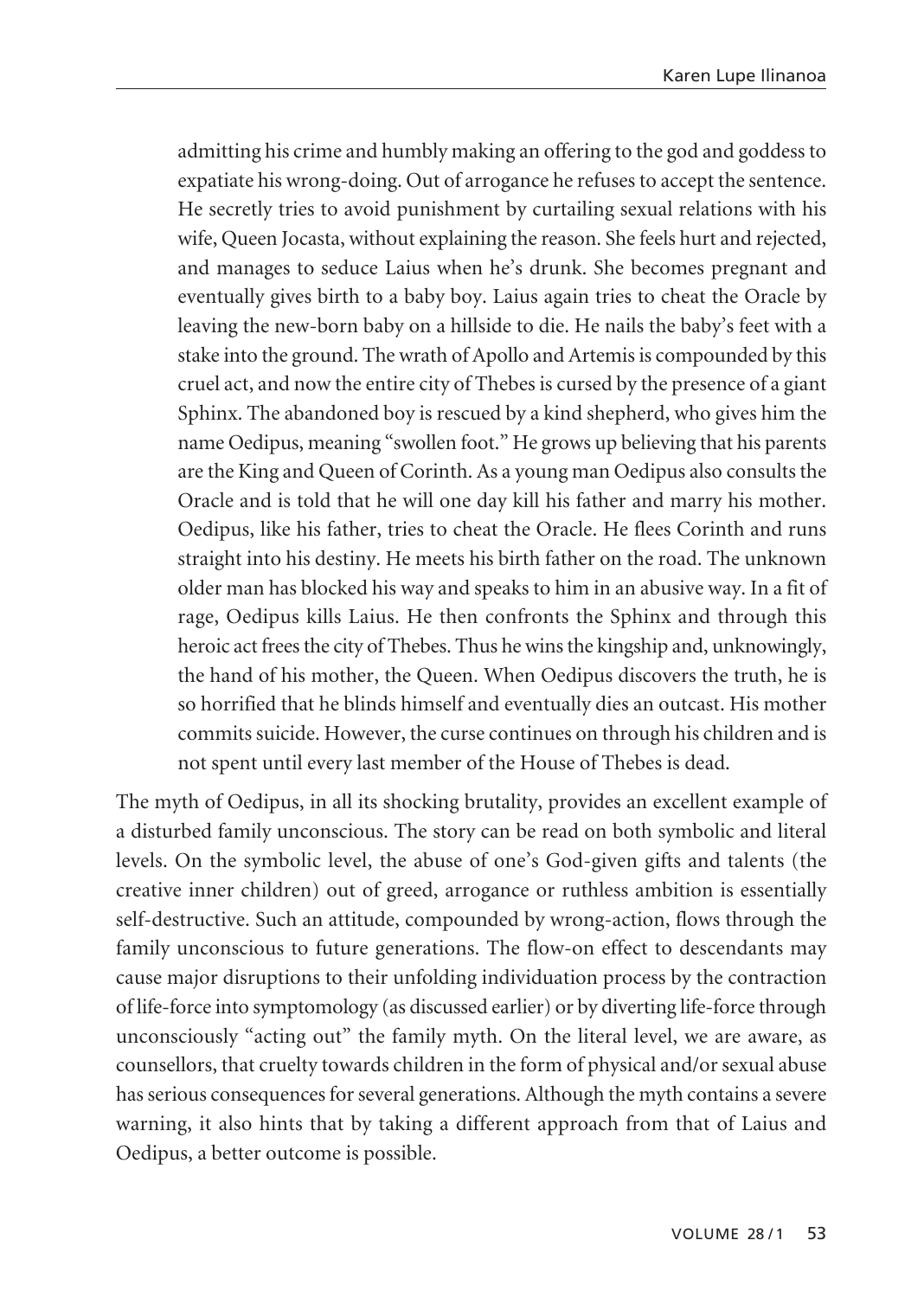> admitting his crime and humbly making an offering to the god and goddess to expatiate his wrong-doing. Out of arrogance he refuses to accept the sentence. He secretly tries to avoid punishment by curtailing sexual relations with his wife, Queen Jocasta, without explaining the reason. She feels hurt and rejected, and manages to seduce Laius when he's drunk. She becomes pregnant and eventually gives birth to a baby boy. Laius again tries to cheat the Oracle by leaving the new-born baby on a hillside to die. He nails the baby's feet with a stake into the ground. The wrath of Apollo and Artemis is compounded by this cruel act, and now the entire city of Thebes is cursed by the presence of a giant Sphinx. The abandoned boy is rescued by a kind shepherd, who gives him the name Oedipus, meaning "swollen foot." He grows up believing that his parents are the King and Queen of Corinth. As a young man Oedipus also consults the Oracle and is told that he will one day kill his father and marry his mother. Oedipus, like his father, tries to cheat the Oracle. He flees Corinth and runs straight into his destiny. He meets his birth father on the road. The unknown older man has blocked his way and speaks to him in an abusive way. In a fit of rage, Oedipus kills Laius. He then confronts the Sphinx and through this heroic act frees the city of Thebes. Thus he wins the kingship and, unknowingly, the hand of his mother, the Queen. When Oedipus discovers the truth, he is so horrified that he blinds himself and eventually dies an outcast. His mother commits suicide. However, the curse continues on through his children and is not spent until every last member of the House of Thebes is dead.

The myth of Oedipus, in all its shocking brutality, provides an excellent example of a disturbed family unconscious. The story can be read on both symbolic and literal levels. On the symbolic level, the abuse of one's God-given gifts and talents (the creative inner children) out of greed, arrogance or ruthless ambition is essentially self-destructive. Such an attitude, compounded by wrong-action, flows through the family unconscious to future generations. The flow-on effect to descendants may cause major disruptions to their unfolding individuation process by the contraction of life-force into symptomology (as discussed earlier) or by diverting life-force through unconsciously "acting out" the family myth. On the literal level, we are aware, as counsellors, that cruelty towards children in the form of physical and/or sexual abuse has serious consequences for several generations. Although the myth contains a severe warning, it also hints that by taking a different approach from that of Laius and Oedipus, a better outcome is possible.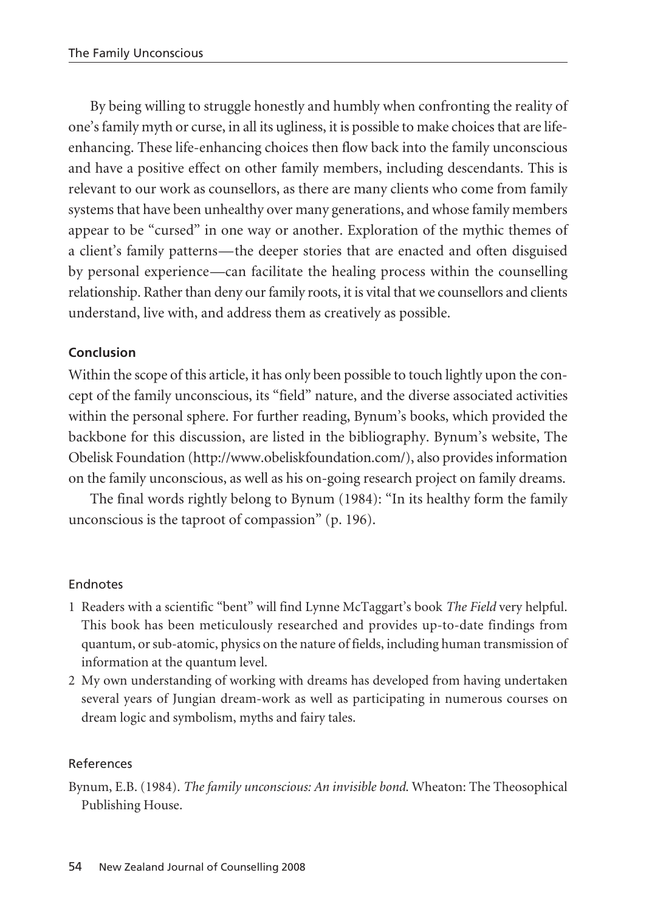By being willing to struggle honestly and humbly when confronting the reality of one's family myth or curse, in all its ugliness, it is possible to make choices that are life-enhancing. These life-enhancing choices then flow back into the family unconscious and have a positive effect on other family members, including descendants. This is relevant to our work as counsellors, as there are many clients who come from family systems that have been unhealthy over many generations, and whose family members appear to be "cursed" in one way or another. Exploration of the mythic themes of a client's family patterns—the deeper stories that are enacted and often disguised by personal experience—can facilitate the healing process within the counselling relationship. Rather than deny our family roots, it is vital that we counsellors and clients understand, live with, and address them as creatively as possible.

## Conclusion

Within the scope of this article, it has only been possible to touch lightly upon the concept of the family unconscious, its "field" nature, and the diverse associated activities within the personal sphere. For further reading, Bynum's books, which provided the backbone for this discussion, are listed in the bibliography. Bynum's website, The Obelisk Foundation (http://www.obeliskfoundation.com/), also provides information on the family unconscious, as well as his on-going research project on family dreams.

The final words rightly belong to Bynum (1984): "In its healthy form the family unconscious is the taproot of compassion" (p. 196).

### Endnotes

1. Readers with a scientific "bent" will find Lynne McTaggart's book *The Field* very helpful. This book has been meticulously researched and provides up-to-date findings from quantum, or sub-atomic, physics on the nature of fields, including human transmission of information at the quantum level.
2. My own understanding of working with dreams has developed from having undertaken several years of Jungian dream-work as well as participating in numerous courses on dream logic and symbolism, myths and fairy tales.

### References

Bynum, E.B. (1984). *The family unconscious: An invisible bond.* Wheaton: The Theosophical Publishing House.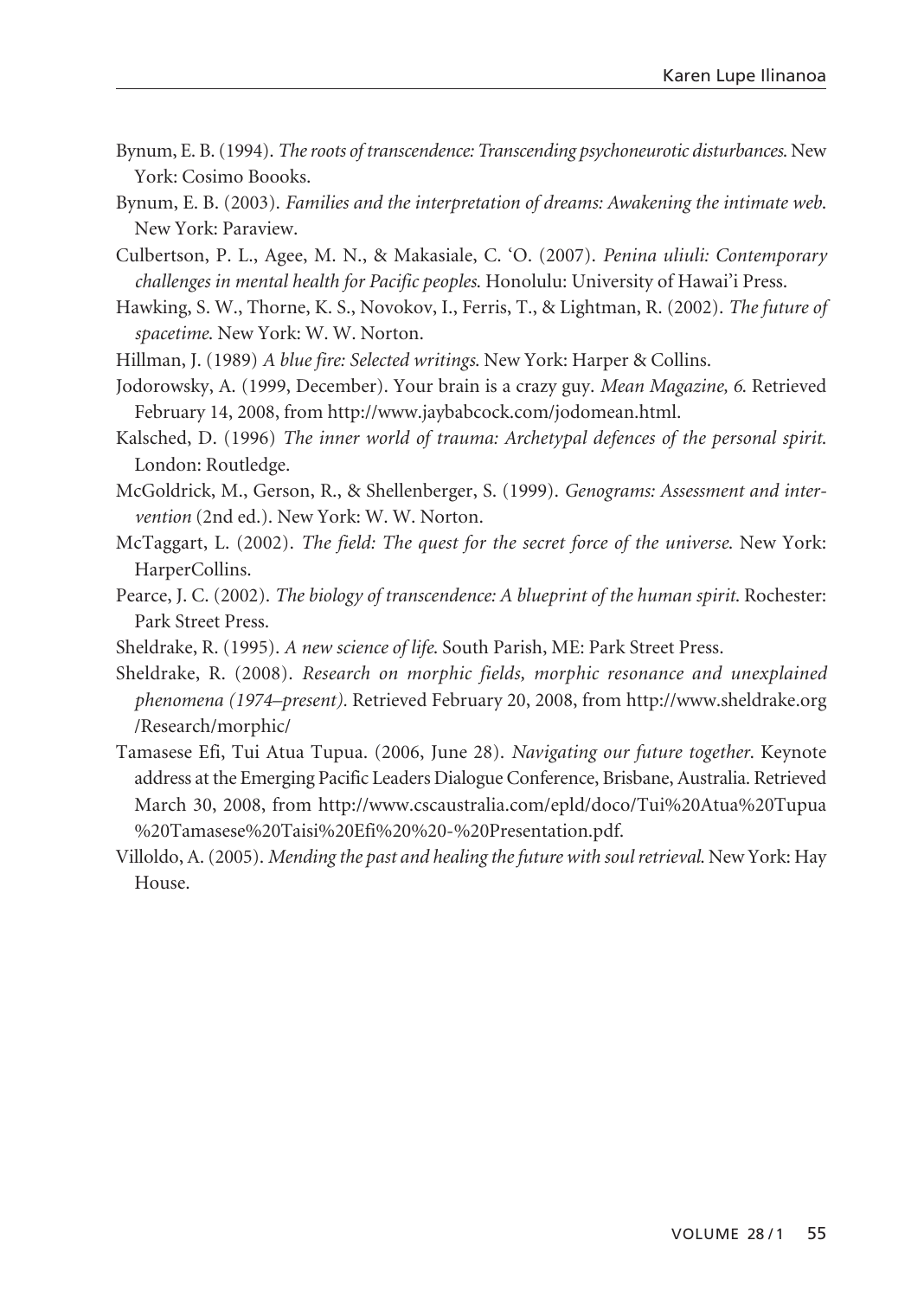Bynum, E. B. (1994). *The roots of transcendence: Transcending psychoneurotic disturbances.* New York: Cosimo Boooks.

Bynum, E. B. (2003). *Families and the interpretation of dreams: Awakening the intimate web.* New York: Paraview.

Culbertson, P. L., Agee, M. N., & Makasiale, C. 'O. (2007). *Penina uliuli: Contemporary challenges in mental health for Pacific peoples.* Honolulu: University of Hawai'i Press.

Hawking, S. W., Thorne, K. S., Novokov, I., Ferris, T., & Lightman, R. (2002). *The future of spacetime.* New York: W. W. Norton.

Hillman, J. (1989) *A blue fire: Selected writings.* New York: Harper & Collins.

Jodorowsky, A. (1999, December). Your brain is a crazy guy. *Mean Magazine, 6.* Retrieved February 14, 2008, from http://www.jaybabcock.com/jodomean.html.

Kalsched, D. (1996) *The inner world of trauma: Archetypal defences of the personal spirit.* London: Routledge.

McGoldrick, M., Gerson, R., & Shellenberger, S. (1999). *Genograms: Assessment and intervention* (2nd ed.). New York: W. W. Norton.

McTaggart, L. (2002). *The field: The quest for the secret force of the universe.* New York: HarperCollins.

Pearce, J. C. (2002). *The biology of transcendence: A blueprint of the human spirit.* Rochester: Park Street Press.

Sheldrake, R. (1995). *A new science of life.* South Parish, ME: Park Street Press.

Sheldrake, R. (2008). *Research on morphic fields, morphic resonance and unexplained phenomena (1974–present).* Retrieved February 20, 2008, from http://www.sheldrake.org/Research/morphic/

Tamasese Efi, Tui Atua Tupua. (2006, June 28). *Navigating our future together.* Keynote address at the Emerging Pacific Leaders Dialogue Conference, Brisbane, Australia. Retrieved March 30, 2008, from http://www.cscaustralia.com/epld/doco/Tui%20Atua%20Tupua%20Tamasese%20Taisi%20Efi%20%20-%20Presentation.pdf.

Villoldo, A. (2005). *Mending the past and healing the future with soul retrieval.* New York: Hay House.